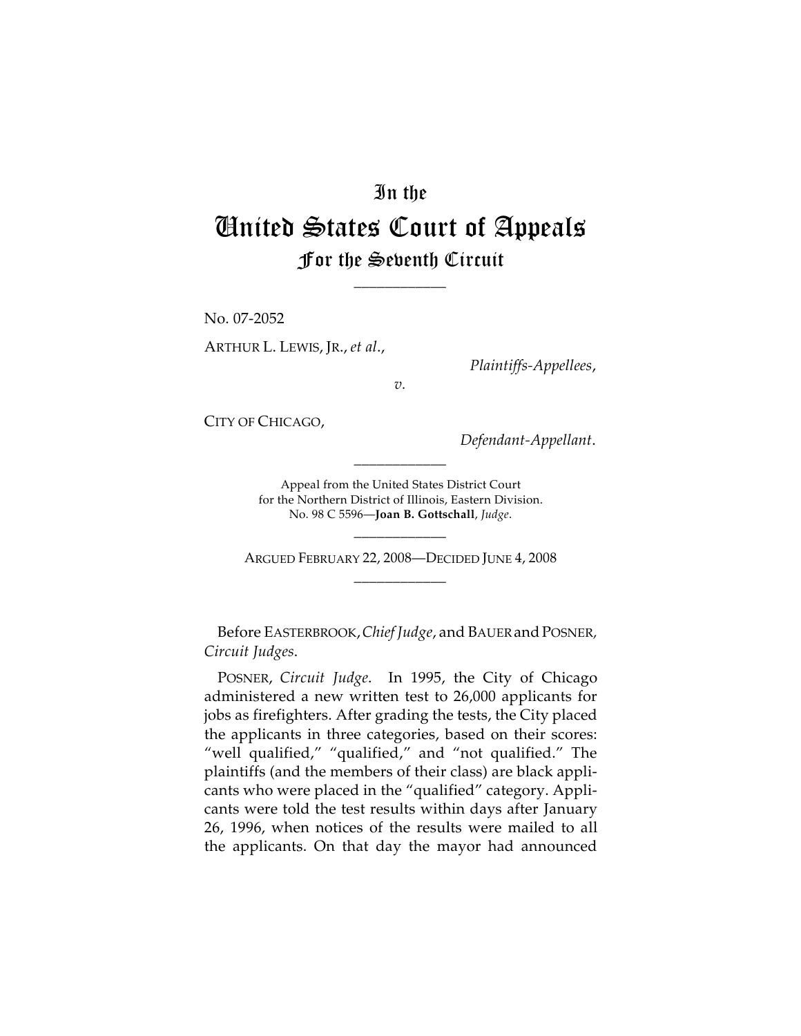# In the
# United States Court of Appeals
## For the Seventh Circuit

____________

No. 07-2052

ARTHUR L. LEWIS, JR., *et al.*,

*Plaintiffs-Appellees*,

*v.*

CITY OF CHICAGO,

*Defendant-Appellant*.

____________

Appeal from the United States District Court
for the Northern District of Illinois, Eastern Division.
No. 98 C 5596—**Joan B. Gottschall**, *Judge*.

____________

ARGUED FEBRUARY 22, 2008—DECIDED JUNE 4, 2008

____________

Before EASTERBROOK, *Chief Judge*, and BAUER and POSNER, *Circuit Judges*.

POSNER, *Circuit Judge*. In 1995, the City of Chicago administered a new written test to 26,000 applicants for jobs as firefighters. After grading the tests, the City placed the applicants in three categories, based on their scores: "well qualified," "qualified," and "not qualified." The plaintiffs (and the members of their class) are black applicants who were placed in the "qualified" category. Applicants were told the test results within days after January 26, 1996, when notices of the results were mailed to all the applicants. On that day the mayor had announced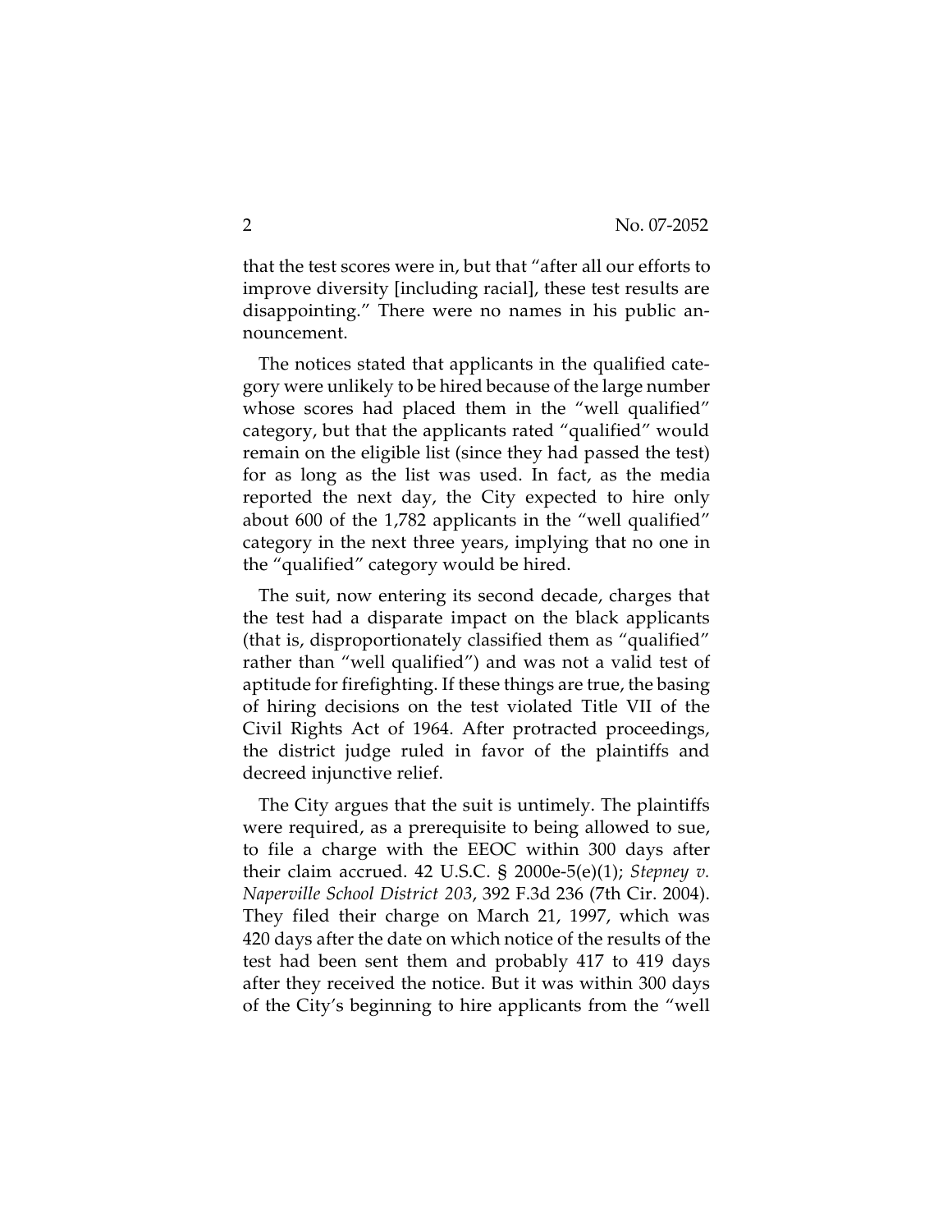that the test scores were in, but that "after all our efforts to improve diversity [including racial], these test results are disappointing." There were no names in his public announcement.

The notices stated that applicants in the qualified category were unlikely to be hired because of the large number whose scores had placed them in the "well qualified" category, but that the applicants rated "qualified" would remain on the eligible list (since they had passed the test) for as long as the list was used. In fact, as the media reported the next day, the City expected to hire only about 600 of the 1,782 applicants in the "well qualified" category in the next three years, implying that no one in the "qualified" category would be hired.

The suit, now entering its second decade, charges that the test had a disparate impact on the black applicants (that is, disproportionately classified them as "qualified" rather than "well qualified") and was not a valid test of aptitude for firefighting. If these things are true, the basing of hiring decisions on the test violated Title VII of the Civil Rights Act of 1964. After protracted proceedings, the district judge ruled in favor of the plaintiffs and decreed injunctive relief.

The City argues that the suit is untimely. The plaintiffs were required, as a prerequisite to being allowed to sue, to file a charge with the EEOC within 300 days after their claim accrued. 42 U.S.C. § 2000e-5(e)(1); *Stepney v. Naperville School District 203*, 392 F.3d 236 (7th Cir. 2004). They filed their charge on March 21, 1997, which was 420 days after the date on which notice of the results of the test had been sent them and probably 417 to 419 days after they received the notice. But it was within 300 days of the City's beginning to hire applicants from the "well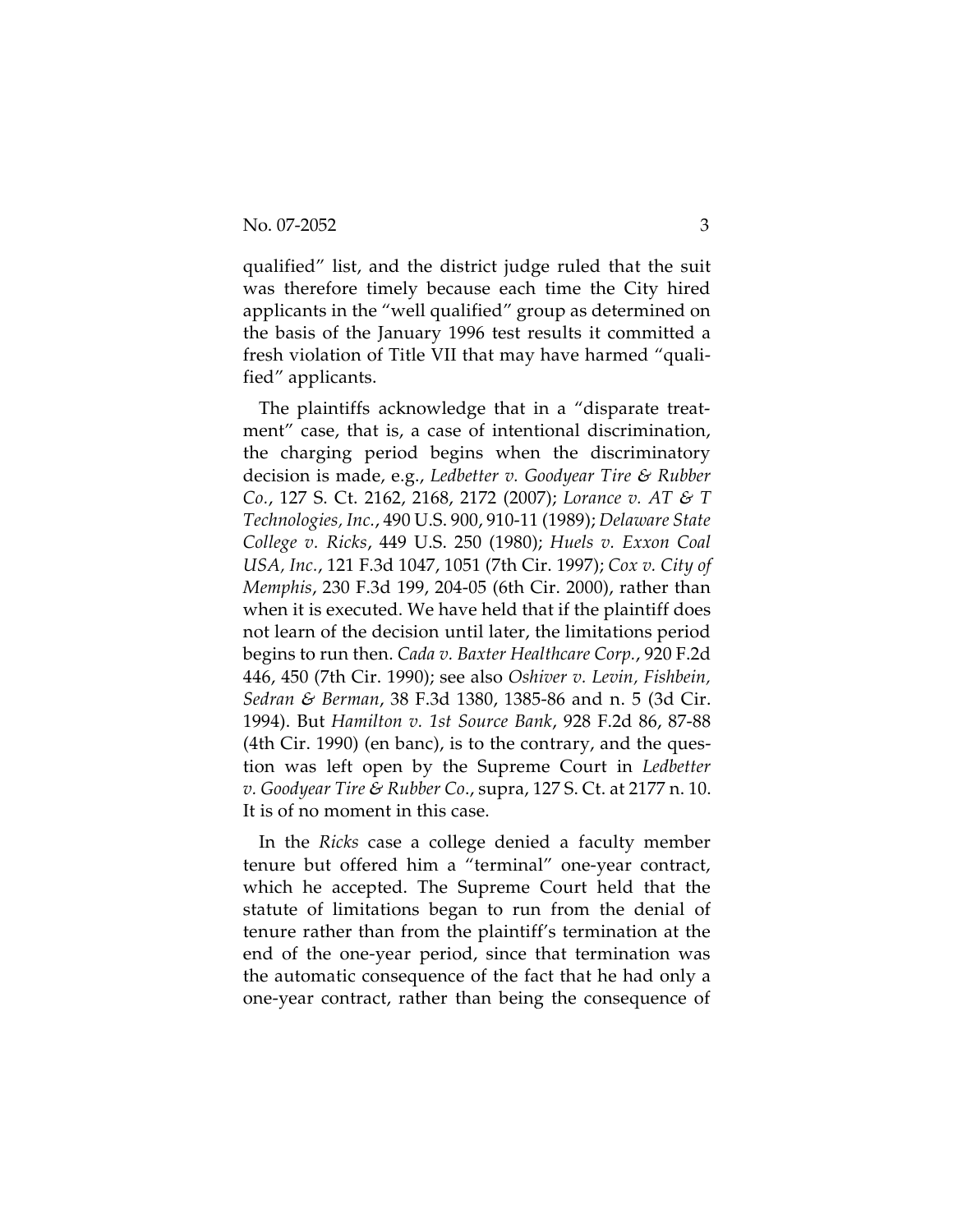qualified" list, and the district judge ruled that the suit was therefore timely because each time the City hired applicants in the "well qualified" group as determined on the basis of the January 1996 test results it committed a fresh violation of Title VII that may have harmed "qualified" applicants.

The plaintiffs acknowledge that in a "disparate treatment" case, that is, a case of intentional discrimination, the charging period begins when the discriminatory decision is made, e.g., *Ledbetter v. Goodyear Tire & Rubber Co.*, 127 S. Ct. 2162, 2168, 2172 (2007); *Lorance v. AT & T Technologies, Inc.*, 490 U.S. 900, 910-11 (1989); *Delaware State College v. Ricks*, 449 U.S. 250 (1980); *Huels v. Exxon Coal USA, Inc.*, 121 F.3d 1047, 1051 (7th Cir. 1997); *Cox v. City of Memphis*, 230 F.3d 199, 204-05 (6th Cir. 2000), rather than when it is executed. We have held that if the plaintiff does not learn of the decision until later, the limitations period begins to run then. *Cada v. Baxter Healthcare Corp.*, 920 F.2d 446, 450 (7th Cir. 1990); see also *Oshiver v. Levin, Fishbein, Sedran & Berman*, 38 F.3d 1380, 1385-86 and n. 5 (3d Cir. 1994). But *Hamilton v. 1st Source Bank*, 928 F.2d 86, 87-88 (4th Cir. 1990) (en banc), is to the contrary, and the question was left open by the Supreme Court in *Ledbetter v. Goodyear Tire & Rubber Co.*, supra, 127 S. Ct. at 2177 n. 10. It is of no moment in this case.

In the *Ricks* case a college denied a faculty member tenure but offered him a "terminal" one-year contract, which he accepted. The Supreme Court held that the statute of limitations began to run from the denial of tenure rather than from the plaintiff's termination at the end of the one-year period, since that termination was the automatic consequence of the fact that he had only a one-year contract, rather than being the consequence of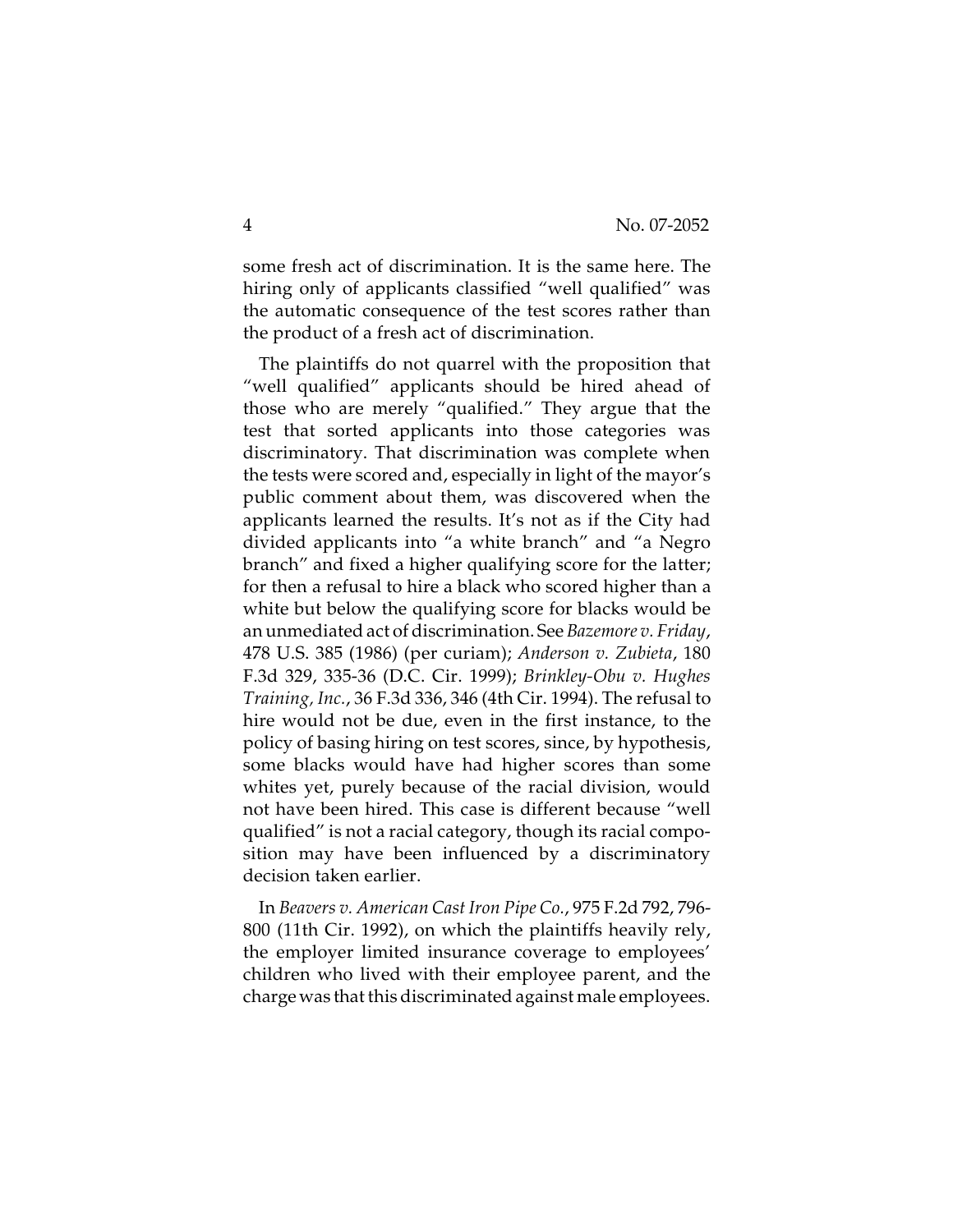some fresh act of discrimination. It is the same here. The hiring only of applicants classified "well qualified" was the automatic consequence of the test scores rather than the product of a fresh act of discrimination.

The plaintiffs do not quarrel with the proposition that "well qualified" applicants should be hired ahead of those who are merely "qualified." They argue that the test that sorted applicants into those categories was discriminatory. That discrimination was complete when the tests were scored and, especially in light of the mayor's public comment about them, was discovered when the applicants learned the results. It's not as if the City had divided applicants into "a white branch" and "a Negro branch" and fixed a higher qualifying score for the latter; for then a refusal to hire a black who scored higher than a white but below the qualifying score for blacks would be an unmediated act of discrimination. See *Bazemore v. Friday*, 478 U.S. 385 (1986) (per curiam); *Anderson v. Zubieta*, 180 F.3d 329, 335-36 (D.C. Cir. 1999); *Brinkley-Obu v. Hughes Training, Inc.*, 36 F.3d 336, 346 (4th Cir. 1994). The refusal to hire would not be due, even in the first instance, to the policy of basing hiring on test scores, since, by hypothesis, some blacks would have had higher scores than some whites yet, purely because of the racial division, would not have been hired. This case is different because "well qualified" is not a racial category, though its racial composition may have been influenced by a discriminatory decision taken earlier.

In *Beavers v. American Cast Iron Pipe Co.*, 975 F.2d 792, 796-800 (11th Cir. 1992), on which the plaintiffs heavily rely, the employer limited insurance coverage to employees' children who lived with their employee parent, and the charge was that this discriminated against male employees.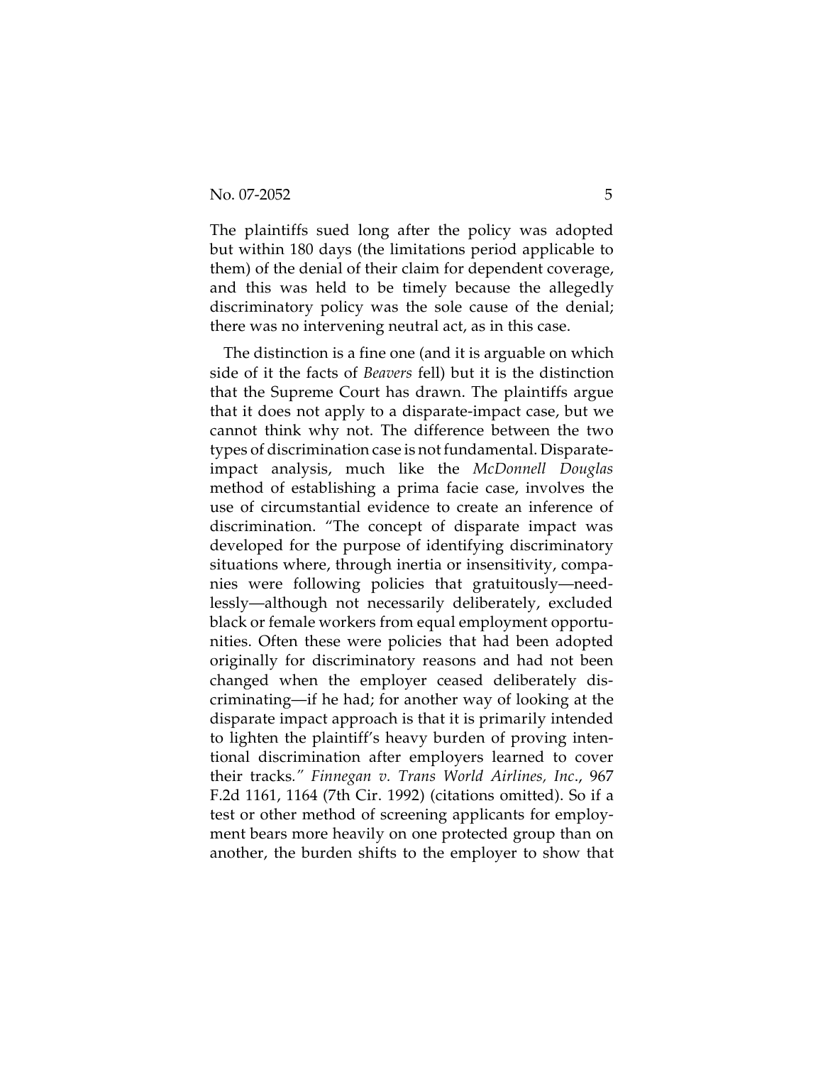The plaintiffs sued long after the policy was adopted but within 180 days (the limitations period applicable to them) of the denial of their claim for dependent coverage, and this was held to be timely because the allegedly discriminatory policy was the sole cause of the denial; there was no intervening neutral act, as in this case.

The distinction is a fine one (and it is arguable on which side of it the facts of *Beavers* fell) but it is the distinction that the Supreme Court has drawn. The plaintiffs argue that it does not apply to a disparate-impact case, but we cannot think why not. The difference between the two types of discrimination case is not fundamental. Disparate-impact analysis, much like the *McDonnell Douglas* method of establishing a prima facie case, involves the use of circumstantial evidence to create an inference of discrimination. "The concept of disparate impact was developed for the purpose of identifying discriminatory situations where, through inertia or insensitivity, companies were following policies that gratuitously—needlessly—although not necessarily deliberately, excluded black or female workers from equal employment opportunities. Often these were policies that had been adopted originally for discriminatory reasons and had not been changed when the employer ceased deliberately discriminating—if he had; for another way of looking at the disparate impact approach is that it is primarily intended to lighten the plaintiff's heavy burden of proving intentional discrimination after employers learned to cover their tracks." *Finnegan v. Trans World Airlines, Inc*., 967 F.2d 1161, 1164 (7th Cir. 1992) (citations omitted). So if a test or other method of screening applicants for employment bears more heavily on one protected group than on another, the burden shifts to the employer to show that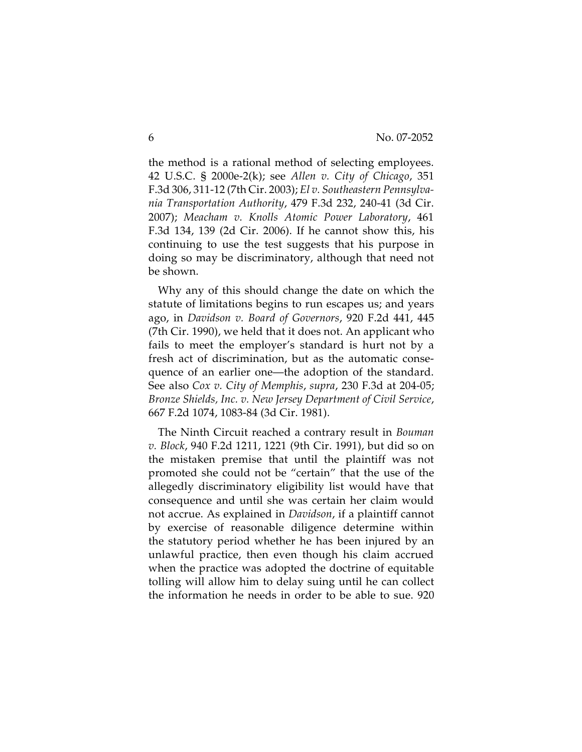the method is a rational method of selecting employees. 42 U.S.C. § 2000e-2(k); see *Allen v. City of Chicago*, 351 F.3d 306, 311-12 (7th Cir. 2003); *El v. Southeastern Pennsylvania Transportation Authority*, 479 F.3d 232, 240-41 (3d Cir. 2007); *Meacham v. Knolls Atomic Power Laboratory*, 461 F.3d 134, 139 (2d Cir. 2006). If he cannot show this, his continuing to use the test suggests that his purpose in doing so may be discriminatory, although that need not be shown.

Why any of this should change the date on which the statute of limitations begins to run escapes us; and years ago, in *Davidson v. Board of Governors*, 920 F.2d 441, 445 (7th Cir. 1990), we held that it does not. An applicant who fails to meet the employer's standard is hurt not by a fresh act of discrimination, but as the automatic consequence of an earlier one—the adoption of the standard. See also *Cox v. City of Memphis*, *supra*, 230 F.3d at 204-05; *Bronze Shields, Inc. v. New Jersey Department of Civil Service*, 667 F.2d 1074, 1083-84 (3d Cir. 1981).

The Ninth Circuit reached a contrary result in *Bouman v. Block*, 940 F.2d 1211, 1221 (9th Cir. 1991), but did so on the mistaken premise that until the plaintiff was not promoted she could not be "certain" that the use of the allegedly discriminatory eligibility list would have that consequence and until she was certain her claim would not accrue. As explained in *Davidson*, if a plaintiff cannot by exercise of reasonable diligence determine within the statutory period whether he has been injured by an unlawful practice, then even though his claim accrued when the practice was adopted the doctrine of equitable tolling will allow him to delay suing until he can collect the information he needs in order to be able to sue. 920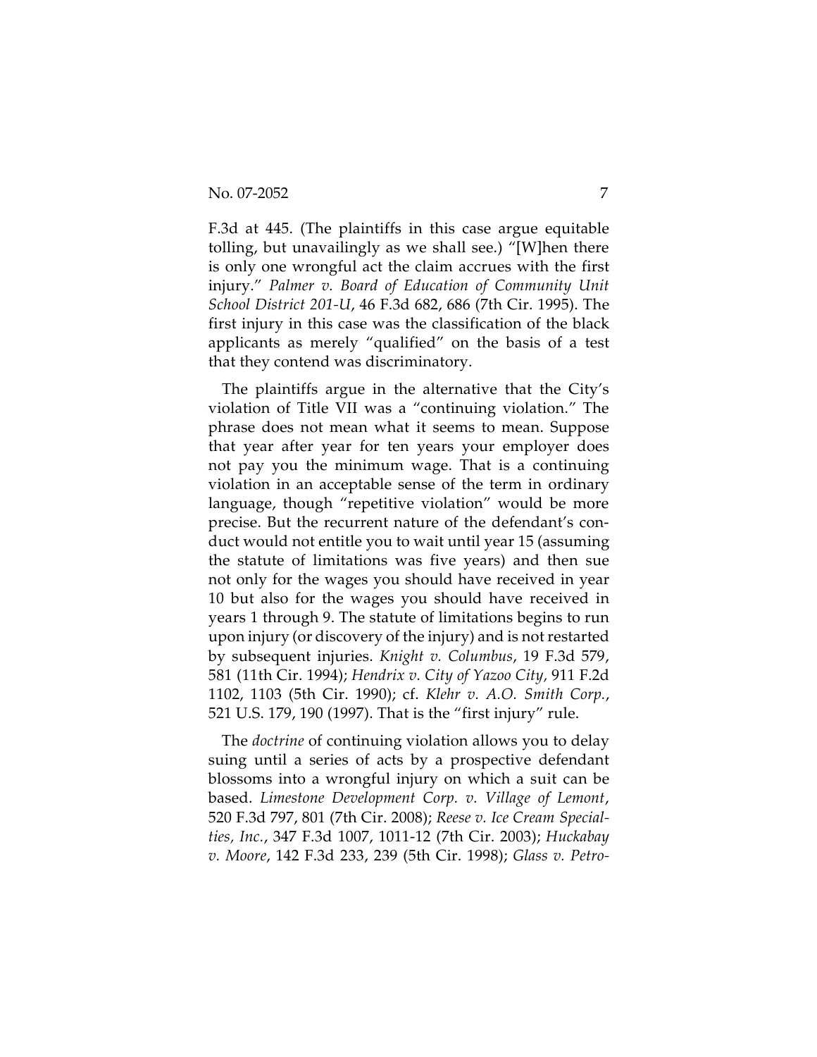F.3d at 445. (The plaintiffs in this case argue equitable tolling, but unavailingly as we shall see.) "[W]hen there is only one wrongful act the claim accrues with the first injury." *Palmer v. Board of Education of Community Unit School District 201-U*, 46 F.3d 682, 686 (7th Cir. 1995). The first injury in this case was the classification of the black applicants as merely "qualified" on the basis of a test that they contend was discriminatory.

The plaintiffs argue in the alternative that the City's violation of Title VII was a "continuing violation." The phrase does not mean what it seems to mean. Suppose that year after year for ten years your employer does not pay you the minimum wage. That is a continuing violation in an acceptable sense of the term in ordinary language, though "repetitive violation" would be more precise. But the recurrent nature of the defendant's conduct would not entitle you to wait until year 15 (assuming the statute of limitations was five years) and then sue not only for the wages you should have received in year 10 but also for the wages you should have received in years 1 through 9. The statute of limitations begins to run upon injury (or discovery of the injury) and is not restarted by subsequent injuries. *Knight v. Columbus*, 19 F.3d 579, 581 (11th Cir. 1994); *Hendrix v. City of Yazoo City*, 911 F.2d 1102, 1103 (5th Cir. 1990); cf. *Klehr v. A.O. Smith Corp.*, 521 U.S. 179, 190 (1997). That is the "first injury" rule.

The *doctrine* of continuing violation allows you to delay suing until a series of acts by a prospective defendant blossoms into a wrongful injury on which a suit can be based. *Limestone Development Corp. v. Village of Lemont*, 520 F.3d 797, 801 (7th Cir. 2008); *Reese v. Ice Cream Specialties, Inc.*, 347 F.3d 1007, 1011-12 (7th Cir. 2003); *Huckabay v. Moore*, 142 F.3d 233, 239 (5th Cir. 1998); *Glass v. Petro-*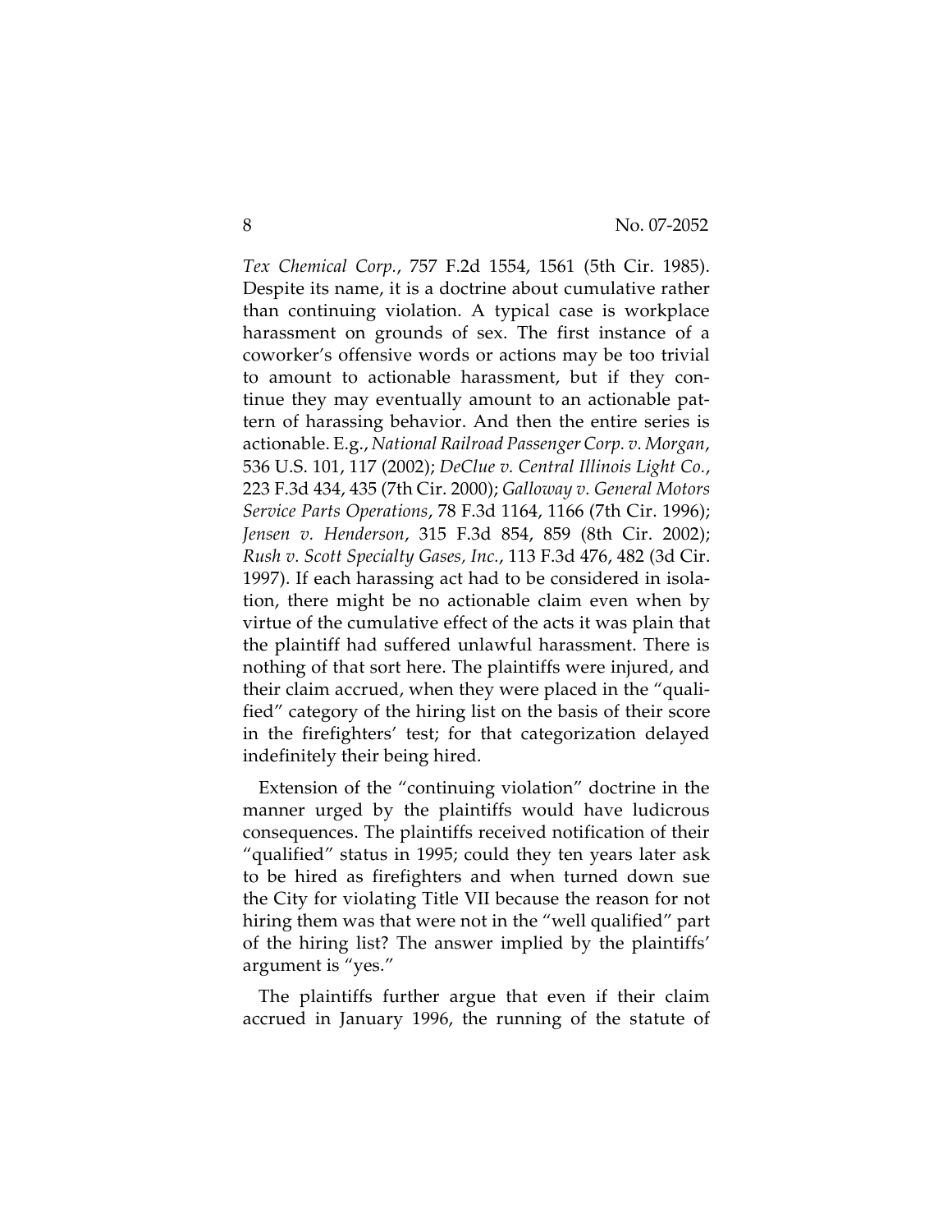*Tex Chemical Corp.*, 757 F.2d 1554, 1561 (5th Cir. 1985). Despite its name, it is a doctrine about cumulative rather than continuing violation. A typical case is workplace harassment on grounds of sex. The first instance of a coworker's offensive words or actions may be too trivial to amount to actionable harassment, but if they continue they may eventually amount to an actionable pattern of harassing behavior. And then the entire series is actionable. E.g., *National Railroad Passenger Corp. v. Morgan*, 536 U.S. 101, 117 (2002); *DeClue v. Central Illinois Light Co.*, 223 F.3d 434, 435 (7th Cir. 2000); *Galloway v. General Motors Service Parts Operations*, 78 F.3d 1164, 1166 (7th Cir. 1996); *Jensen v. Henderson*, 315 F.3d 854, 859 (8th Cir. 2002); *Rush v. Scott Specialty Gases, Inc.*, 113 F.3d 476, 482 (3d Cir. 1997). If each harassing act had to be considered in isolation, there might be no actionable claim even when by virtue of the cumulative effect of the acts it was plain that the plaintiff had suffered unlawful harassment. There is nothing of that sort here. The plaintiffs were injured, and their claim accrued, when they were placed in the "qualified" category of the hiring list on the basis of their score in the firefighters' test; for that categorization delayed indefinitely their being hired.

Extension of the "continuing violation" doctrine in the manner urged by the plaintiffs would have ludicrous consequences. The plaintiffs received notification of their "qualified" status in 1995; could they ten years later ask to be hired as firefighters and when turned down sue the City for violating Title VII because the reason for not hiring them was that were not in the "well qualified" part of the hiring list? The answer implied by the plaintiffs' argument is "yes."

The plaintiffs further argue that even if their claim accrued in January 1996, the running of the statute of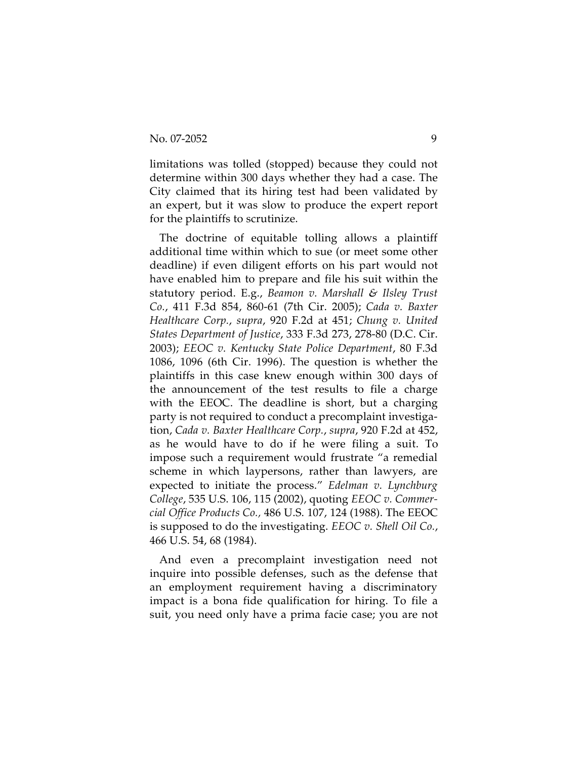limitations was tolled (stopped) because they could not determine within 300 days whether they had a case. The City claimed that its hiring test had been validated by an expert, but it was slow to produce the expert report for the plaintiffs to scrutinize.

The doctrine of equitable tolling allows a plaintiff additional time within which to sue (or meet some other deadline) if even diligent efforts on his part would not have enabled him to prepare and file his suit within the statutory period. E.g., *Beamon v. Marshall & Ilsley Trust Co.*, 411 F.3d 854, 860-61 (7th Cir. 2005); *Cada v. Baxter Healthcare Corp.*, *supra*, 920 F.2d at 451; *Chung v. United States Department of Justice*, 333 F.3d 273, 278-80 (D.C. Cir. 2003); *EEOC v. Kentucky State Police Department*, 80 F.3d 1086, 1096 (6th Cir. 1996). The question is whether the plaintiffs in this case knew enough within 300 days of the announcement of the test results to file a charge with the EEOC. The deadline is short, but a charging party is not required to conduct a precomplaint investigation, *Cada v. Baxter Healthcare Corp.*, *supra*, 920 F.2d at 452, as he would have to do if he were filing a suit. To impose such a requirement would frustrate "a remedial scheme in which laypersons, rather than lawyers, are expected to initiate the process." *Edelman v. Lynchburg College*, 535 U.S. 106, 115 (2002), quoting *EEOC v. Commercial Office Products Co.*, 486 U.S. 107, 124 (1988). The EEOC is supposed to do the investigating. *EEOC v. Shell Oil Co.*, 466 U.S. 54, 68 (1984).

And even a precomplaint investigation need not inquire into possible defenses, such as the defense that an employment requirement having a discriminatory impact is a bona fide qualification for hiring. To file a suit, you need only have a prima facie case; you are not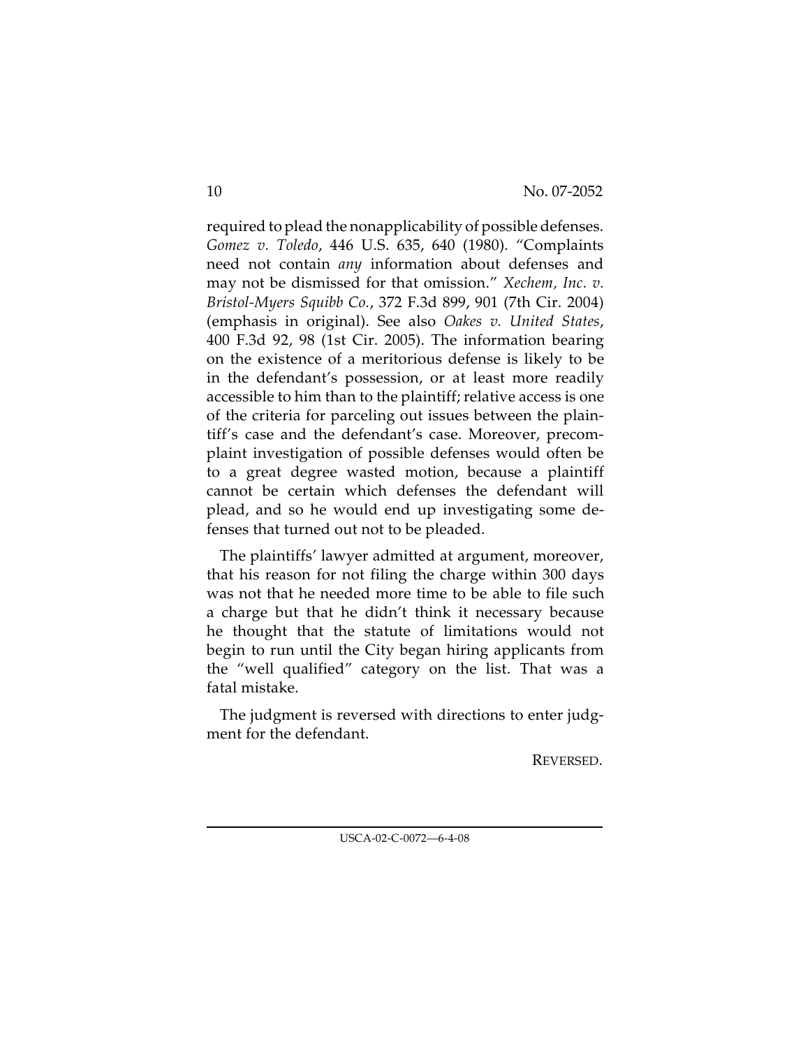required to plead the nonapplicability of possible defenses. *Gomez v. Toledo*, 446 U.S. 635, 640 (1980). "Complaints need not contain *any* information about defenses and may not be dismissed for that omission." *Xechem, Inc. v. Bristol-Myers Squibb Co.*, 372 F.3d 899, 901 (7th Cir. 2004) (emphasis in original). See also *Oakes v. United States*, 400 F.3d 92, 98 (1st Cir. 2005). The information bearing on the existence of a meritorious defense is likely to be in the defendant's possession, or at least more readily accessible to him than to the plaintiff; relative access is one of the criteria for parceling out issues between the plaintiff's case and the defendant's case. Moreover, precomplaint investigation of possible defenses would often be to a great degree wasted motion, because a plaintiff cannot be certain which defenses the defendant will plead, and so he would end up investigating some defenses that turned out not to be pleaded.

The plaintiffs' lawyer admitted at argument, moreover, that his reason for not filing the charge within 300 days was not that he needed more time to be able to file such a charge but that he didn't think it necessary because he thought that the statute of limitations would not begin to run until the City began hiring applicants from the "well qualified" category on the list. That was a fatal mistake.

The judgment is reversed with directions to enter judgment for the defendant.

REVERSED.

USCA-02-C-0072—6-4-08